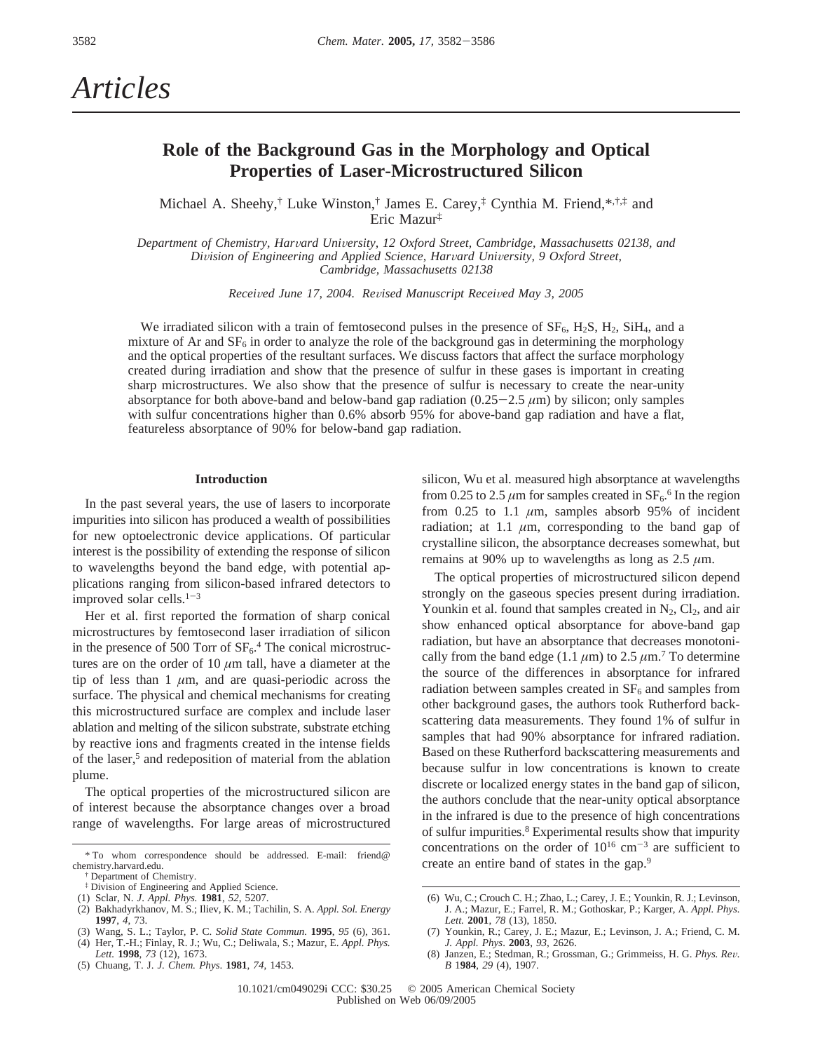# Articles

# Role of the Background Gas in the Morphology and Optical Properties of Laser-Microstructured Silicon

Michael A. Sheehy,[†] Luke Winston,[†] James E. Carey,[‡] Cynthia M. Friend,*[,†,‡] and Eric Mazur[‡]

*Department of Chemistry, Harvard University, 12 Oxford Street, Cambridge, Massachusetts 02138, and Division of Engineering and Applied Science, Harvard University, 9 Oxford Street, Cambridge, Massachusetts 02138*

*Received June 17, 2004. Revised Manuscript Received May 3, 2005*

We irradiated silicon with a train of femtosecond pulses in the presence of $SF_6$, $H_2S$, $H_2$, $SiH_4$, and a mixture of Ar and $SF_6$ in order to analyze the role of the background gas in determining the morphology and the optical properties of the resultant surfaces. We discuss factors that affect the surface morphology created during irradiation and show that the presence of sulfur in these gases is important in creating sharp microstructures. We also show that the presence of sulfur is necessary to create the near-unity absorptance for both above-band and below-band gap radiation (0.25−2.5 $\mu$m) by silicon; only samples with sulfur concentrations higher than 0.6% absorb 95% for above-band gap radiation and have a flat, featureless absorptance of 90% for below-band gap radiation.

## Introduction

In the past several years, the use of lasers to incorporate impurities into silicon has produced a wealth of possibilities for new optoelectronic device applications. Of particular interest is the possibility of extending the response of silicon to wavelengths beyond the band edge, with potential applications ranging from silicon-based infrared detectors to improved solar cells.[1−3]

Her et al. first reported the formation of sharp conical microstructures by femtosecond laser irradiation of silicon in the presence of 500 Torr of $SF_6$.[4] The conical microstructures are on the order of 10 $\mu$m tall, have a diameter at the tip of less than 1 $\mu$m, and are quasi-periodic across the surface. The physical and chemical mechanisms for creating this microstructured surface are complex and include laser ablation and melting of the silicon substrate, substrate etching by reactive ions and fragments created in the intense fields of the laser,[5] and redeposition of material from the ablation plume.

The optical properties of the microstructured silicon are of interest because the absorptance changes over a broad range of wavelengths. For large areas of microstructured silicon, Wu et al. measured high absorptance at wavelengths from 0.25 to 2.5 $\mu$m for samples created in $SF_6$.[6] In the region from 0.25 to 1.1 $\mu$m, samples absorb 95% of incident radiation; at 1.1 $\mu$m, corresponding to the band gap of crystalline silicon, the absorptance decreases somewhat, but remains at 90% up to wavelengths as long as 2.5 $\mu$m.

The optical properties of microstructured silicon depend strongly on the gaseous species present during irradiation. Younkin et al. found that samples created in $N_2$, $Cl_2$, and air show enhanced optical absorptance for above-band gap radiation, but have an absorptance that decreases monotonically from the band edge (1.1 $\mu$m) to 2.5 $\mu$m.[7] To determine the source of the differences in absorptance for infrared radiation between samples created in $SF_6$ and samples from other background gases, the authors took Rutherford backscattering data measurements. They found 1% of sulfur in samples that had 90% absorptance for infrared radiation. Based on these Rutherford backscattering measurements and because sulfur in low concentrations is known to create discrete or localized energy states in the band gap of silicon, the authors conclude that the near-unity optical absorptance in the infrared is due to the presence of high concentrations of sulfur impurities.[8] Experimental results show that impurity concentrations on the order of $10^{16}$ cm$^{-3}$ are sufficient to create an entire band of states in the gap.[9]

---

\* To whom correspondence should be addressed. E-mail: friend@chemistry.harvard.edu.
[†] Department of Chemistry.
[‡] Division of Engineering and Applied Science.

(1) Sclar, N. *J. Appl. Phys.* **1981**, *52*, 5207.
(2) Bakhadyrkhanov, M. S.; Iliev, K. M.; Tachilin, S. A. *Appl. Sol. Energy* **1997**, *4*, 73.
(3) Wang, S. L.; Taylor, P. C. *Solid State Commun.* **1995**, *95* (6), 361.
(4) Her, T.-H.; Finlay, R. J.; Wu, C.; Deliwala, S.; Mazur, E. *Appl. Phys. Lett.* **1998**, *73* (12), 1673.
(5) Chuang, T. J. *J. Chem. Phys.* **1981**, *74*, 1453.
(6) Wu, C.; Crouch C. H.; Zhao, L.; Carey, J. E.; Younkin, R. J.; Levinson, J. A.; Mazur, E.; Farrel, R. M.; Gothoskar, P.; Karger, A. *Appl. Phys. Lett.* **2001**, *78* (13), 1850.
(7) Younkin, R.; Carey, J. E.; Mazur, E.; Levinson, J. A.; Friend, C. M. *J. Appl. Phys.* **2003**, *93*, 2626.
(8) Janzen, E.; Stedman, R.; Grossman, G.; Grimmeiss, H. G. *Phys. Rev. B* **1984**, *29* (4), 1907.

10.1021/cm049029i CCC: $30.25 © 2005 American Chemical Society
Published on Web 06/09/2005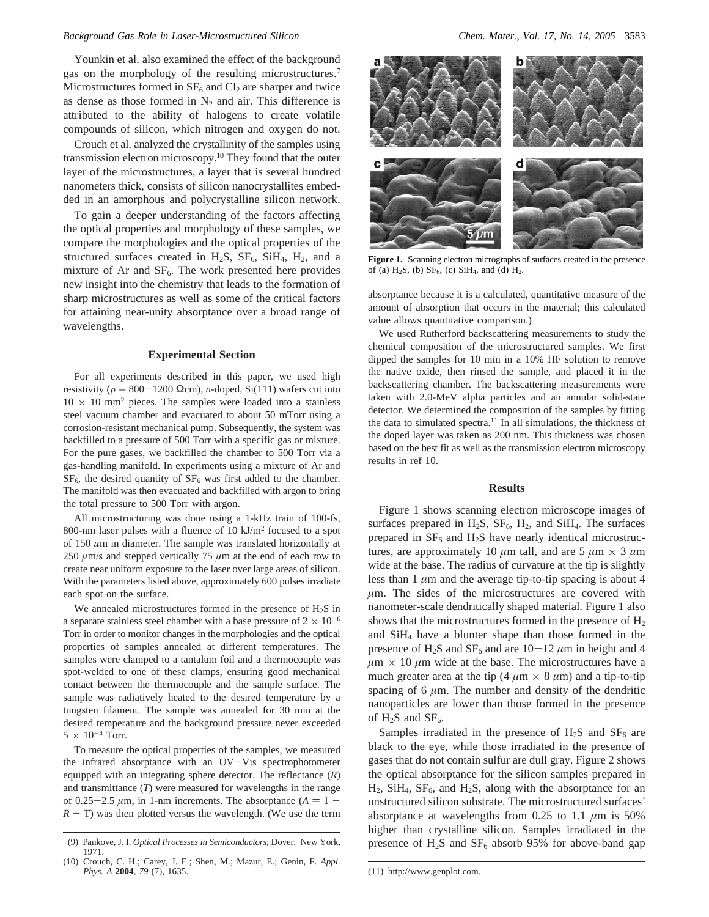Younkin et al. also examined the effect of the background gas on the morphology of the resulting microstructures.[7] Microstructures formed in $SF_6$ and $Cl_2$ are sharper and twice as dense as those formed in $N_2$ and air. This difference is attributed to the ability of halogens to create volatile compounds of silicon, which nitrogen and oxygen do not.

Crouch et al. analyzed the crystallinity of the samples using transmission electron microscopy.[10] They found that the outer layer of the microstructures, a layer that is several hundred nanometers thick, consists of silicon nanocrystallites embedded in an amorphous and polycrystalline silicon network.

To gain a deeper understanding of the factors affecting the optical properties and morphology of these samples, we compare the morphologies and the optical properties of the structured surfaces created in $H_2S$, $SF_6$, $SiH_4$, $H_2$, and a mixture of Ar and $SF_6$. The work presented here provides new insight into the chemistry that leads to the formation of sharp microstructures as well as some of the critical factors for attaining near-unity absorptance over a broad range of wavelengths.

## Experimental Section

For all experiments described in this paper, we used high resistivity ($\rho = 800-1200\ \Omega$cm), *n*-doped, Si(111) wafers cut into $10 \times 10$ mm$^2$ pieces. The samples were loaded into a stainless steel vacuum chamber and evacuated to about 50 mTorr using a corrosion-resistant mechanical pump. Subsequently, the system was backfilled to a pressure of 500 Torr with a specific gas or mixture. For the pure gases, we backfilled the chamber to 500 Torr via a gas-handling manifold. In experiments using a mixture of Ar and $SF_6$, the desired quantity of $SF_6$ was first added to the chamber. The manifold was then evacuated and backfilled with argon to bring the total pressure to 500 Torr with argon.

All microstructuring was done using a 1-kHz train of 100-fs, 800-nm laser pulses with a fluence of 10 kJ/m$^2$ focused to a spot of 150 $\mu$m in diameter. The sample was translated horizontally at 250 $\mu$m/s and stepped vertically 75 $\mu$m at the end of each row to create near uniform exposure to the laser over large areas of silicon. With the parameters listed above, approximately 600 pulses irradiate each spot on the surface.

We annealed microstructures formed in the presence of $H_2S$ in a separate stainless steel chamber with a base pressure of $2 \times 10^{-6}$ Torr in order to monitor changes in the morphologies and the optical properties of samples annealed at different temperatures. The samples were clamped to a tantalum foil and a thermocouple was spot-welded to one of these clamps, ensuring good mechanical contact between the thermocouple and the sample surface. The sample was radiatively heated to the desired temperature by a tungsten filament. The sample was annealed for 30 min at the desired temperature and the background pressure never exceeded $5 \times 10^{-4}$ Torr.

To measure the optical properties of the samples, we measured the infrared absorptance with an UV−Vis spectrophotometer equipped with an integrating sphere detector. The reflectance ($R$) and transmittance ($T$) were measured for wavelengths in the range of 0.25−2.5 $\mu$m, in 1-nm increments. The absorptance ($A = 1 - R - T$) was then plotted versus the wavelength. (We use the term absorptance because it is a calculated, quantitative measure of the amount of absorption that occurs in the material; this calculated value allows quantitative comparison.)

We used Rutherford backscattering measurements to study the chemical composition of the microstructured samples. We first dipped the samples for 10 min in a 10% HF solution to remove the native oxide, then rinsed the sample, and placed it in the backscattering chamber. The backscattering measurements were taken with 2.0-MeV alpha particles and an annular solid-state detector. We determined the composition of the samples by fitting the data to simulated spectra.[11] In all simulations, the thickness of the doped layer was taken as 200 nm. This thickness was chosen based on the best fit as well as the transmission electron microscopy results in ref 10.

**Figure 1.** Scanning electron micrographs of surfaces created in the presence of (a) $H_2S$, (b) $SF_6$, (c) $SiH_4$, and (d) $H_2$.

## Results

Figure 1 shows scanning electron microscope images of surfaces prepared in $H_2S$, $SF_6$, $H_2$, and $SiH_4$. The surfaces prepared in $SF_6$ and $H_2S$ have nearly identical microstructures, are approximately 10 $\mu$m tall, and are 5 $\mu$m $\times$ 3 $\mu$m wide at the base. The radius of curvature at the tip is slightly less than 1 $\mu$m and the average tip-to-tip spacing is about 4 $\mu$m. The sides of the microstructures are covered with nanometer-scale dendritically shaped material. Figure 1 also shows that the microstructures formed in the presence of $H_2$ and $SiH_4$ have a blunter shape than those formed in the presence of $H_2S$ and $SF_6$ and are 10−12 $\mu$m in height and 4 $\mu$m $\times$ 10 $\mu$m wide at the base. The microstructures have a much greater area at the tip (4 $\mu$m $\times$ 8 $\mu$m) and a tip-to-tip spacing of 6 $\mu$m. The number and density of the dendritic nanoparticles are lower than those formed in the presence of $H_2S$ and $SF_6$.

Samples irradiated in the presence of $H_2S$ and $SF_6$ are black to the eye, while those irradiated in the presence of gases that do not contain sulfur are dull gray. Figure 2 shows the optical absorptance for the silicon samples prepared in $H_2$, $SiH_4$, $SF_6$, and $H_2S$, along with the absorptance for an unstructured silicon substrate. The microstructured surfaces' absorptance at wavelengths from 0.25 to 1.1 $\mu$m is 50% higher than crystalline silicon. Samples irradiated in the presence of $H_2S$ and $SF_6$ absorb 95% for above-band gap

(9) Pankove, J. I. *Optical Processes in Semiconductors*; Dover: New York, 1971.

(10) Crouch, C. H.; Carey, J. E.; Shen, M.; Mazur, E.; Genin, F. *Appl. Phys. A* **2004**, *79* (7), 1635.

(11) http://www.genplot.com.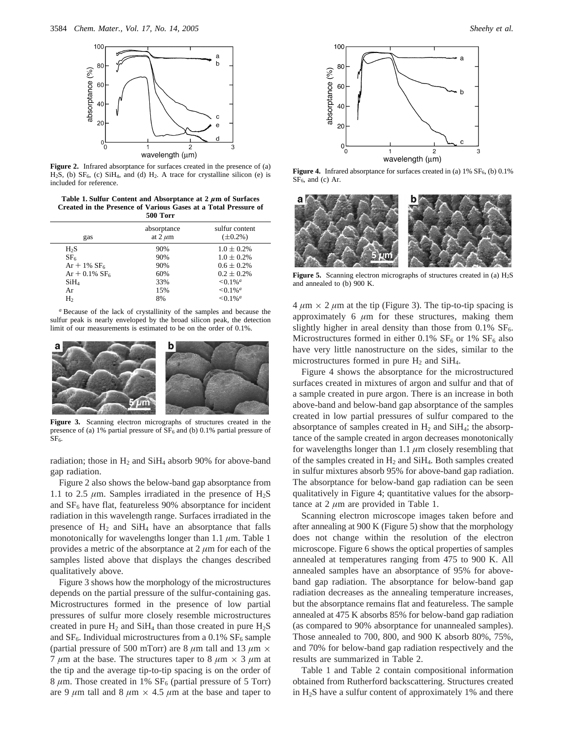Figure 2. Infrared absorptance for surfaces created in the presence of (a) $H_2S$, (b) $SF_6$, (c) $SiH_4$, and (d) $H_2$. A trace for crystalline silicon (e) is included for reference.

**Table 1. Sulfur Content and Absorptance at 2 $\mu$m of Surfaces Created in the Presence of Various Gases at a Total Pressure of 500 Torr**

| gas | absorptance at 2 $\mu$m | sulfur content ($\pm$0.2%) |
|---|---|---|
| $H_2S$ | 90% | 1.0 $\pm$ 0.2% |
| $SF_6$ | 90% | 1.0 $\pm$ 0.2% |
| Ar + 1% $SF_6$ | 90% | 0.6 $\pm$ 0.2% |
| Ar + 0.1% $SF_6$ | 60% | 0.2 $\pm$ 0.2% |
| $SiH_4$ | 33% | <0.1%[a] |
| Ar | 15% | <0.1%[a] |
| $H_2$ | 8% | <0.1%[a] |

[a] Because of the lack of crystallinity of the samples and because the sulfur peak is nearly enveloped by the broad silicon peak, the detection limit of our measurements is estimated to be on the order of 0.1%.

Figure 3. Scanning electron micrographs of structures created in the presence of (a) 1% partial pressure of $SF_6$ and (b) 0.1% partial pressure of $SF_6$.

radiation; those in $H_2$ and $SiH_4$ absorb 90% for above-band gap radiation.

Figure 2 also shows the below-band gap absorptance from 1.1 to 2.5 $\mu$m. Samples irradiated in the presence of $H_2S$ and $SF_6$ have flat, featureless 90% absorptance for incident radiation in this wavelength range. Surfaces irradiated in the presence of $H_2$ and $SiH_4$ have an absorptance that falls monotonically for wavelengths longer than 1.1 $\mu$m. Table 1 provides a metric of the absorptance at 2 $\mu$m for each of the samples listed above that displays the changes described qualitatively above.

Figure 3 shows how the morphology of the microstructures depends on the partial pressure of the sulfur-containing gas. Microstructures formed in the presence of low partial pressures of sulfur more closely resemble microstructures created in pure $H_2$ and $SiH_4$ than those created in pure $H_2S$ and $SF_6$. Individual microstructures from a 0.1% $SF_6$ sample (partial pressure of 500 mTorr) are 8 $\mu$m tall and 13 $\mu$m $\times$ 7 $\mu$m at the base. The structures taper to 8 $\mu$m $\times$ 3 $\mu$m at the tip and the average tip-to-tip spacing is on the order of 8 $\mu$m. Those created in 1% $SF_6$ (partial pressure of 5 Torr) are 9 $\mu$m tall and 8 $\mu$m $\times$ 4.5 $\mu$m at the base and taper to 4 $\mu$m $\times$ 2 $\mu$m at the tip (Figure 3). The tip-to-tip spacing is approximately 6 $\mu$m for these structures, making them slightly higher in areal density than those from 0.1% $SF_6$. Microstructures formed in either 0.1% $SF_6$ or 1% $SF_6$ also have very little nanostructure on the sides, similar to the microstructures formed in pure $H_2$ and $SiH_4$.

Figure 4. Infrared absorptance for surfaces created in (a) 1% $SF_6$, (b) 0.1% $SF_6$, and (c) Ar.

Figure 5. Scanning electron micrographs of structures created in (a) $H_2S$ and annealed to (b) 900 K.

Figure 4 shows the absorptance for the microstructured surfaces created in mixtures of argon and sulfur and that of a sample created in pure argon. There is an increase in both above-band and below-band gap absorptance of the samples created in low partial pressures of sulfur compared to the absorptance of samples created in $H_2$ and $SiH_4$; the absorptance of the sample created in argon decreases monotonically for wavelengths longer than 1.1 $\mu$m closely resembling that of the samples created in $H_2$ and $SiH_4$. Both samples created in sulfur mixtures absorb 95% for above-band gap radiation. The absorptance for below-band gap radiation can be seen qualitatively in Figure 4; quantitative values for the absorptance at 2 $\mu$m are provided in Table 1.

Scanning electron microscope images taken before and after annealing at 900 K (Figure 5) show that the morphology does not change within the resolution of the electron microscope. Figure 6 shows the optical properties of samples annealed at temperatures ranging from 475 to 900 K. All annealed samples have an absorptance of 95% for above-band gap radiation. The absorptance for below-band gap radiation decreases as the annealing temperature increases, but the absorptance remains flat and featureless. The sample annealed at 475 K absorbs 85% for below-band gap radiation (as compared to 90% absorptance for unannealed samples). Those annealed to 700, 800, and 900 K absorb 80%, 75%, and 70% for below-band gap radiation respectively and the results are summarized in Table 2.

Table 1 and Table 2 contain compositional information obtained from Rutherford backscattering. Structures created in $H_2S$ have a sulfur content of approximately 1% and there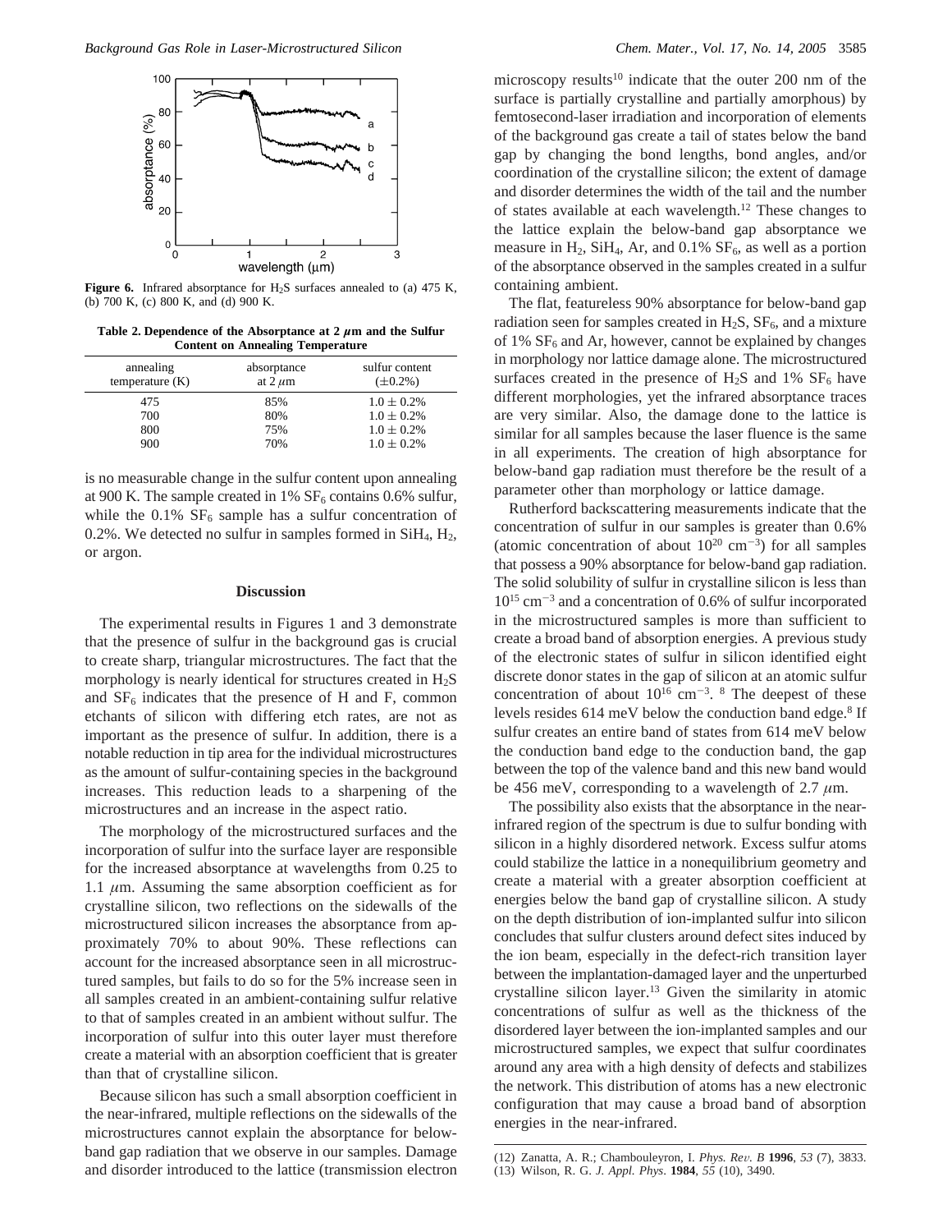**Figure 6.** Infrared absorptance for $H_2S$ surfaces annealed to (a) 475 K, (b) 700 K, (c) 800 K, and (d) 900 K.

**Table 2. Dependence of the Absorptance at 2 $\mu$m and the Sulfur Content on Annealing Temperature**

| annealing temperature (K) | absorptance at 2 $\mu$m | sulfur content ($\pm$0.2%) |
|---|---|---|
| 475 | 85% | 1.0 $\pm$ 0.2% |
| 700 | 80% | 1.0 $\pm$ 0.2% |
| 800 | 75% | 1.0 $\pm$ 0.2% |
| 900 | 70% | 1.0 $\pm$ 0.2% |

is no measurable change in the sulfur content upon annealing at 900 K. The sample created in 1% $SF_6$ contains 0.6% sulfur, while the 0.1% $SF_6$ sample has a sulfur concentration of 0.2%. We detected no sulfur in samples formed in $SiH_4$, $H_2$, or argon.

## Discussion

The experimental results in Figures 1 and 3 demonstrate that the presence of sulfur in the background gas is crucial to create sharp, triangular microstructures. The fact that the morphology is nearly identical for structures created in $H_2S$ and $SF_6$ indicates that the presence of H and F, common etchants of silicon with differing etch rates, are not as important as the presence of sulfur. In addition, there is a notable reduction in tip area for the individual microstructures as the amount of sulfur-containing species in the background increases. This reduction leads to a sharpening of the microstructures and an increase in the aspect ratio.

The morphology of the microstructured surfaces and the incorporation of sulfur into the surface layer are responsible for the increased absorptance at wavelengths from 0.25 to 1.1 $\mu$m. Assuming the same absorption coefficient as for crystalline silicon, two reflections on the sidewalls of the microstructured silicon increases the absorptance from approximately 70% to about 90%. These reflections can account for the increased absorptance seen in all microstructured samples, but fails to do so for the 5% increase seen in all samples created in an ambient-containing sulfur relative to that of samples created in an ambient without sulfur. The incorporation of sulfur into this outer layer must therefore create a material with an absorption coefficient that is greater than that of crystalline silicon.

Because silicon has such a small absorption coefficient in the near-infrared, multiple reflections on the sidewalls of the microstructures cannot explain the absorptance for below-band gap radiation that we observe in our samples. Damage and disorder introduced to the lattice (transmission electron microscopy results[10] indicate that the outer 200 nm of the surface is partially crystalline and partially amorphous) by femtosecond-laser irradiation and incorporation of elements of the background gas create a tail of states below the band gap by changing the bond lengths, bond angles, and/or coordination of the crystalline silicon; the extent of damage and disorder determines the width of the tail and the number of states available at each wavelength.[12] These changes to the lattice explain the below-band gap absorptance we measure in $H_2$, $SiH_4$, Ar, and 0.1% $SF_6$, as well as a portion of the absorptance observed in the samples created in a sulfur containing ambient.

The flat, featureless 90% absorptance for below-band gap radiation seen for samples created in $H_2S$, $SF_6$, and a mixture of 1% $SF_6$ and Ar, however, cannot be explained by changes in morphology nor lattice damage alone. The microstructured surfaces created in the presence of $H_2S$ and 1% $SF_6$ have different morphologies, yet the infrared absorptance traces are very similar. Also, the damage done to the lattice is similar for all samples because the laser fluence is the same in all experiments. The creation of high absorptance for below-band gap radiation must therefore be the result of a parameter other than morphology or lattice damage.

Rutherford backscattering measurements indicate that the concentration of sulfur in our samples is greater than 0.6% (atomic concentration of about $10^{20}$ cm$^{-3}$) for all samples that possess a 90% absorptance for below-band gap radiation. The solid solubility of sulfur in crystalline silicon is less than $10^{15}$ cm$^{-3}$ and a concentration of 0.6% of sulfur incorporated in the microstructured samples is more than sufficient to create a broad band of absorption energies. A previous study of the electronic states of sulfur in silicon identified eight discrete donor states in the gap of silicon at an atomic sulfur concentration of about $10^{16}$ cm$^{-3}$. [8] The deepest of these levels resides 614 meV below the conduction band edge.[8] If sulfur creates an entire band of states from 614 meV below the conduction band edge to the conduction band, the gap between the top of the valence band and this new band would be 456 meV, corresponding to a wavelength of 2.7 $\mu$m.

The possibility also exists that the absorptance in the near-infrared region of the spectrum is due to sulfur bonding with silicon in a highly disordered network. Excess sulfur atoms could stabilize the lattice in a nonequilibrium geometry and create a material with a greater absorption coefficient at energies below the band gap of crystalline silicon. A study on the depth distribution of ion-implanted sulfur into silicon concludes that sulfur clusters around defect sites induced by the ion beam, especially in the defect-rich transition layer between the implantation-damaged layer and the unperturbed crystalline silicon layer.[13] Given the similarity in atomic concentrations of sulfur as well as the thickness of the disordered layer between the ion-implanted samples and our microstructured samples, we expect that sulfur coordinates around any area with a high density of defects and stabilizes the network. This distribution of atoms has a new electronic configuration that may cause a broad band of absorption energies in the near-infrared.

(12) Zanatta, A. R.; Chambouleyron, I. *Phys. Rev. B* **1996**, *53* (7), 3833.
(13) Wilson, R. G. *J. Appl. Phys.* **1984**, *55* (10), 3490.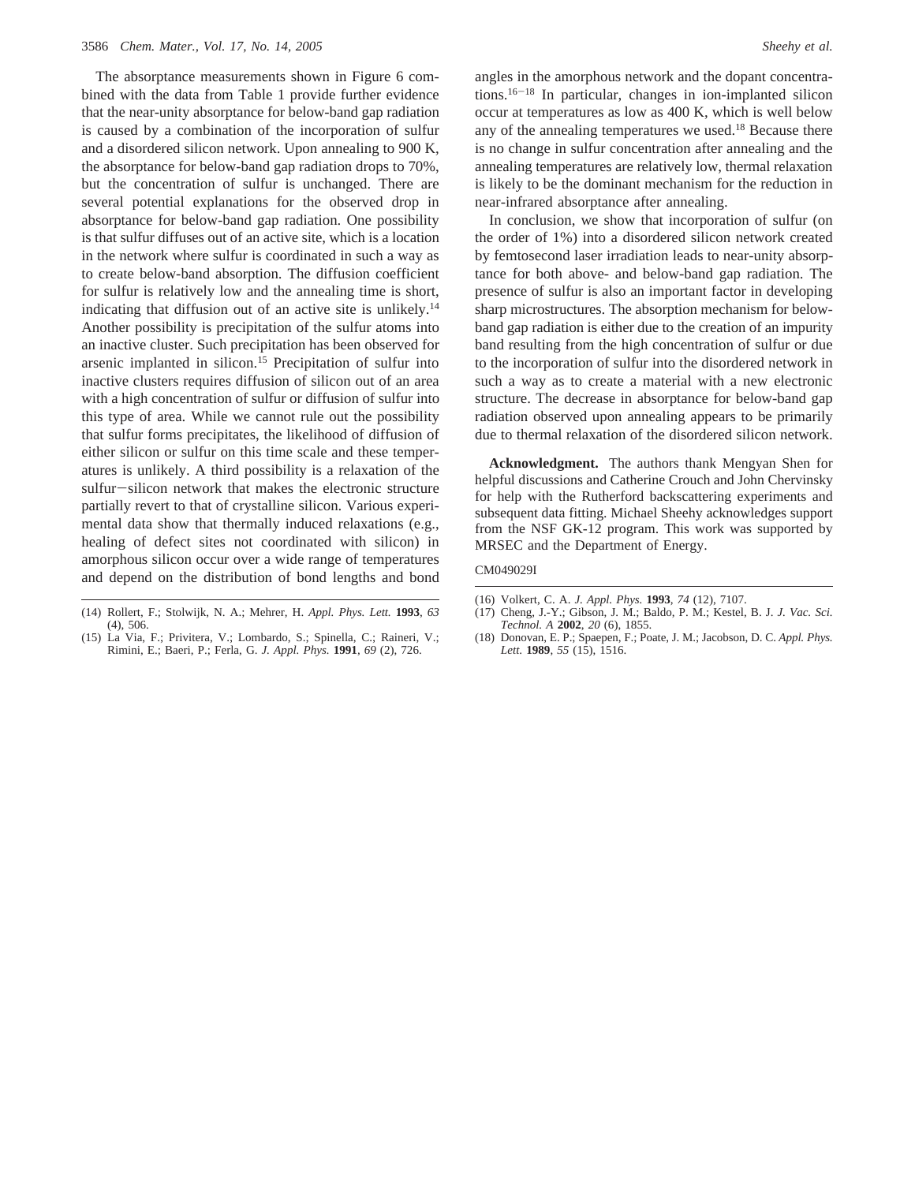The absorptance measurements shown in Figure 6 combined with the data from Table 1 provide further evidence that the near-unity absorptance for below-band gap radiation is caused by a combination of the incorporation of sulfur and a disordered silicon network. Upon annealing to 900 K, the absorptance for below-band gap radiation drops to 70%, but the concentration of sulfur is unchanged. There are several potential explanations for the observed drop in absorptance for below-band gap radiation. One possibility is that sulfur diffuses out of an active site, which is a location in the network where sulfur is coordinated in such a way as to create below-band absorption. The diffusion coefficient for sulfur is relatively low and the annealing time is short, indicating that diffusion out of an active site is unlikely.[14] Another possibility is precipitation of the sulfur atoms into an inactive cluster. Such precipitation has been observed for arsenic implanted in silicon.[15] Precipitation of sulfur into inactive clusters requires diffusion of silicon out of an area with a high concentration of sulfur or diffusion of sulfur into this type of area. While we cannot rule out the possibility that sulfur forms precipitates, the likelihood of diffusion of either silicon or sulfur on this time scale and these temperatures is unlikely. A third possibility is a relaxation of the sulfur−silicon network that makes the electronic structure partially revert to that of crystalline silicon. Various experimental data show that thermally induced relaxations (e.g., healing of defect sites not coordinated with silicon) in amorphous silicon occur over a wide range of temperatures and depend on the distribution of bond lengths and bond angles in the amorphous network and the dopant concentrations.[16−18] In particular, changes in ion-implanted silicon occur at temperatures as low as 400 K, which is well below any of the annealing temperatures we used.[18] Because there is no change in sulfur concentration after annealing and the annealing temperatures are relatively low, thermal relaxation is likely to be the dominant mechanism for the reduction in near-infrared absorptance after annealing.

In conclusion, we show that incorporation of sulfur (on the order of 1%) into a disordered silicon network created by femtosecond laser irradiation leads to near-unity absorptance for both above- and below-band gap radiation. The presence of sulfur is also an important factor in developing sharp microstructures. The absorption mechanism for below-band gap radiation is either due to the creation of an impurity band resulting from the high concentration of sulfur or due to the incorporation of sulfur into the disordered network in such a way as to create a material with a new electronic structure. The decrease in absorptance for below-band gap radiation observed upon annealing appears to be primarily due to thermal relaxation of the disordered silicon network.

**Acknowledgment.** The authors thank Mengyan Shen for helpful discussions and Catherine Crouch and John Chervinsky for help with the Rutherford backscattering experiments and subsequent data fitting. Michael Sheehy acknowledges support from the NSF GK-12 program. This work was supported by MRSEC and the Department of Energy.

CM049029I

(14) Rollert, F.; Stolwijk, N. A.; Mehrer, H. *Appl. Phys. Lett.* **1993**, *63* (4), 506.

(15) La Via, F.; Privitera, V.; Lombardo, S.; Spinella, C.; Raineri, V.; Rimini, E.; Baeri, P.; Ferla, G. *J. Appl. Phys.* **1991**, *69* (2), 726.

(16) Volkert, C. A. *J. Appl. Phys.* **1993**, *74* (12), 7107.

(17) Cheng, J.-Y.; Gibson, J. M.; Baldo, P. M.; Kestel, B. J. *J. Vac. Sci. Technol. A* **2002**, *20* (6), 1855.

(18) Donovan, E. P.; Spaepen, F.; Poate, J. M.; Jacobson, D. C. *Appl. Phys. Lett.* **1989**, *55* (15), 1516.